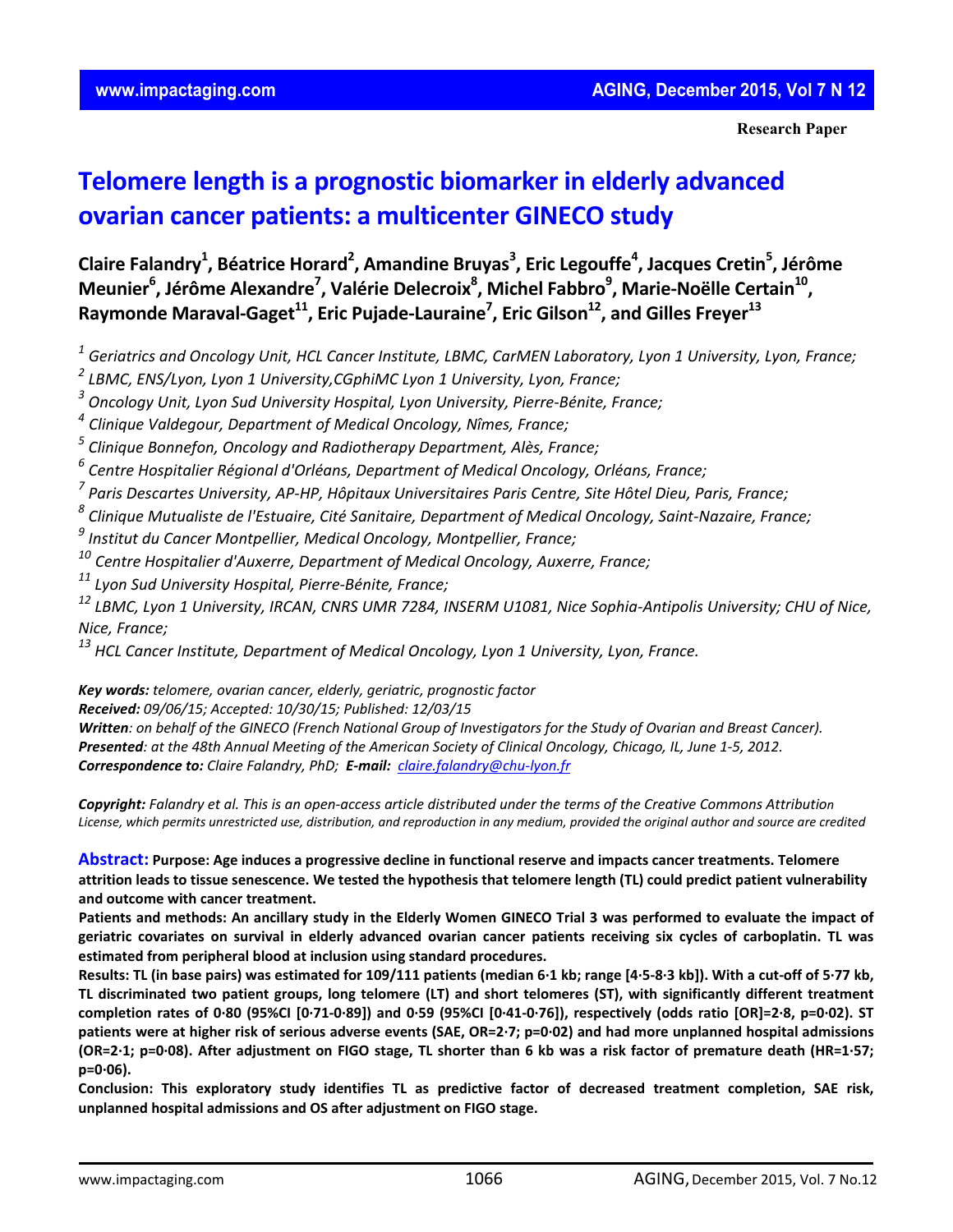Research Paper

# Telomere length is a prognostic biomarker in elderly advanced ovarian cancer patients: a multicenter GINECO study

**Claire Falandry[1], Béatrice Horard[2], Amandine Bruyas[3], Eric Legouffe[4], Jacques Cretin[5], Jérôme Meunier[6], Jérôme Alexandre[7], Valérie Delecroix[8], Michel Fabbro[9], Marie-Noëlle Certain[10], Raymonde Maraval-Gaget[11], Eric Pujade-Lauraine[7], Eric Gilson[12], and Gilles Freyer[13]**

*[1] Geriatrics and Oncology Unit, HCL Cancer Institute, LBMC, CarMEN Laboratory, Lyon 1 University, Lyon, France;*
*[2] LBMC, ENS/Lyon, Lyon 1 University,CGphiMC Lyon 1 University, Lyon, France;*
*[3] Oncology Unit, Lyon Sud University Hospital, Lyon University, Pierre-Bénite, France;*
*[4] Clinique Valdegour, Department of Medical Oncology, Nîmes, France;*
*[5] Clinique Bonnefon, Oncology and Radiotherapy Department, Alès, France;*
*[6] Centre Hospitalier Régional d'Orléans, Department of Medical Oncology, Orléans, France;*
*[7] Paris Descartes University, AP-HP, Hôpitaux Universitaires Paris Centre, Site Hôtel Dieu, Paris, France;*
*[8] Clinique Mutualiste de l'Estuaire, Cité Sanitaire, Department of Medical Oncology, Saint-Nazaire, France;*
*[9] Institut du Cancer Montpellier, Medical Oncology, Montpellier, France;*
*[10] Centre Hospitalier d'Auxerre, Department of Medical Oncology, Auxerre, France;*
*[11] Lyon Sud University Hospital, Pierre-Bénite, France;*
*[12] LBMC, Lyon 1 University, IRCAN, CNRS UMR 7284, INSERM U1081, Nice Sophia-Antipolis University; CHU of Nice, Nice, France;*
*[13] HCL Cancer Institute, Department of Medical Oncology, Lyon 1 University, Lyon, France.*

***Key words:*** *telomere, ovarian cancer, elderly, geriatric, prognostic factor*
***Received:*** *09/06/15; Accepted: 10/30/15; Published: 12/03/15*
***Written****: on behalf of the GINECO (French National Group of Investigators for the Study of Ovarian and Breast Cancer).*
***Presented****: at the 48th Annual Meeting of the American Society of Clinical Oncology, Chicago, IL, June 1-5, 2012.*
***Correspondence to:*** *Claire Falandry, PhD;* ***E-mail:*** *claire.falandry@chu-lyon.fr*

***Copyright:*** *Falandry et al. This is an open-access article distributed under the terms of the Creative Commons Attribution License, which permits unrestricted use, distribution, and reproduction in any medium, provided the original author and source are credited*

**Abstract: Purpose: Age induces a progressive decline in functional reserve and impacts cancer treatments. Telomere attrition leads to tissue senescence. We tested the hypothesis that telomere length (TL) could predict patient vulnerability and outcome with cancer treatment.**

**Patients and methods: An ancillary study in the Elderly Women GINECO Trial 3 was performed to evaluate the impact of geriatric covariates on survival in elderly advanced ovarian cancer patients receiving six cycles of carboplatin. TL was estimated from peripheral blood at inclusion using standard procedures.**

**Results: TL (in base pairs) was estimated for 109/111 patients (median 6·1 kb; range [4·5-8·3 kb]). With a cut-off of 5·77 kb, TL discriminated two patient groups, long telomere (LT) and short telomeres (ST), with significantly different treatment completion rates of 0·80 (95%CI [0·71-0·89]) and 0·59 (95%CI [0·41-0·76]), respectively (odds ratio [OR]=2·8, p=0·02). ST patients were at higher risk of serious adverse events (SAE, OR=2·7; p=0·02) and had more unplanned hospital admissions (OR=2·1; p=0·08). After adjustment on FIGO stage, TL shorter than 6 kb was a risk factor of premature death (HR=1·57; p=0·06).**

**Conclusion: This exploratory study identifies TL as predictive factor of decreased treatment completion, SAE risk, unplanned hospital admissions and OS after adjustment on FIGO stage.**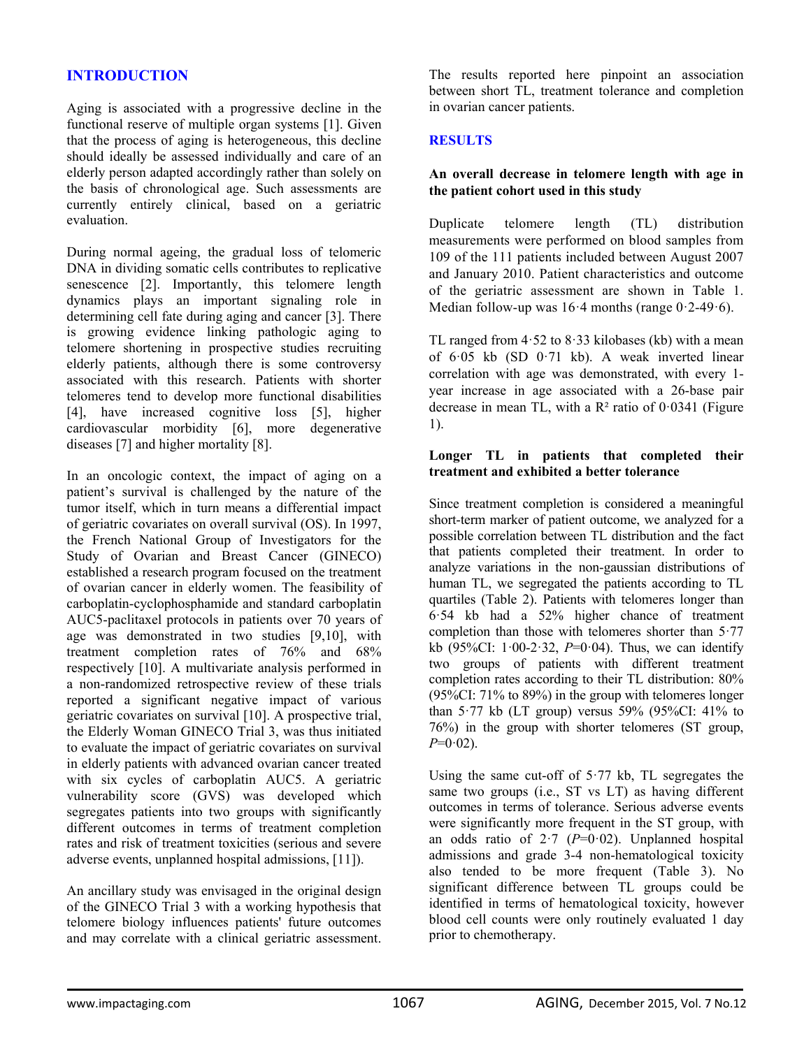## INTRODUCTION

Aging is associated with a progressive decline in the functional reserve of multiple organ systems [1]. Given that the process of aging is heterogeneous, this decline should ideally be assessed individually and care of an elderly person adapted accordingly rather than solely on the basis of chronological age. Such assessments are currently entirely clinical, based on a geriatric evaluation.

During normal ageing, the gradual loss of telomeric DNA in dividing somatic cells contributes to replicative senescence [2]. Importantly, this telomere length dynamics plays an important signaling role in determining cell fate during aging and cancer [3]. There is growing evidence linking pathologic aging to telomere shortening in prospective studies recruiting elderly patients, although there is some controversy associated with this research. Patients with shorter telomeres tend to develop more functional disabilities [4], have increased cognitive loss [5], higher cardiovascular morbidity [6], more degenerative diseases [7] and higher mortality [8].

In an oncologic context, the impact of aging on a patient's survival is challenged by the nature of the tumor itself, which in turn means a differential impact of geriatric covariates on overall survival (OS). In 1997, the French National Group of Investigators for the Study of Ovarian and Breast Cancer (GINECO) established a research program focused on the treatment of ovarian cancer in elderly women. The feasibility of carboplatin-cyclophosphamide and standard carboplatin AUC5-paclitaxel protocols in patients over 70 years of age was demonstrated in two studies [9,10], with treatment completion rates of 76% and 68% respectively [10]. A multivariate analysis performed in a non-randomized retrospective review of these trials reported a significant negative impact of various geriatric covariates on survival [10]. A prospective trial, the Elderly Woman GINECO Trial 3, was thus initiated to evaluate the impact of geriatric covariates on survival in elderly patients with advanced ovarian cancer treated with six cycles of carboplatin AUC5. A geriatric vulnerability score (GVS) was developed which segregates patients into two groups with significantly different outcomes in terms of treatment completion rates and risk of treatment toxicities (serious and severe adverse events, unplanned hospital admissions, [11]).

An ancillary study was envisaged in the original design of the GINECO Trial 3 with a working hypothesis that telomere biology influences patients' future outcomes and may correlate with a clinical geriatric assessment. The results reported here pinpoint an association between short TL, treatment tolerance and completion in ovarian cancer patients.

## RESULTS

### An overall decrease in telomere length with age in the patient cohort used in this study

Duplicate telomere length (TL) distribution measurements were performed on blood samples from 109 of the 111 patients included between August 2007 and January 2010. Patient characteristics and outcome of the geriatric assessment are shown in Table 1. Median follow-up was 16·4 months (range 0·2-49·6).

TL ranged from 4·52 to 8·33 kilobases (kb) with a mean of 6·05 kb (SD 0·71 kb). A weak inverted linear correlation with age was demonstrated, with every 1-year increase in age associated with a 26-base pair decrease in mean TL, with a $R^2$ ratio of 0·0341 (Figure 1).

### Longer TL in patients that completed their treatment and exhibited a better tolerance

Since treatment completion is considered a meaningful short-term marker of patient outcome, we analyzed for a possible correlation between TL distribution and the fact that patients completed their treatment. In order to analyze variations in the non-gaussian distributions of human TL, we segregated the patients according to TL quartiles (Table 2). Patients with telomeres longer than 6·54 kb had a 52% higher chance of treatment completion than those with telomeres shorter than 5·77 kb (95%CI: 1·00-2·32, $P$=0·04). Thus, we can identify two groups of patients with different treatment completion rates according to their TL distribution: 80% (95%CI: 71% to 89%) in the group with telomeres longer than 5·77 kb (LT group) versus 59% (95%CI: 41% to 76%) in the group with shorter telomeres (ST group, $P$=0·02).

Using the same cut-off of 5·77 kb, TL segregates the same two groups (i.e., ST vs LT) as having different outcomes in terms of tolerance. Serious adverse events were significantly more frequent in the ST group, with an odds ratio of 2·7 ($P$=0·02). Unplanned hospital admissions and grade 3-4 non-hematological toxicity also tended to be more frequent (Table 3). No significant difference between TL groups could be identified in terms of hematological toxicity, however blood cell counts were only routinely evaluated 1 day prior to chemotherapy.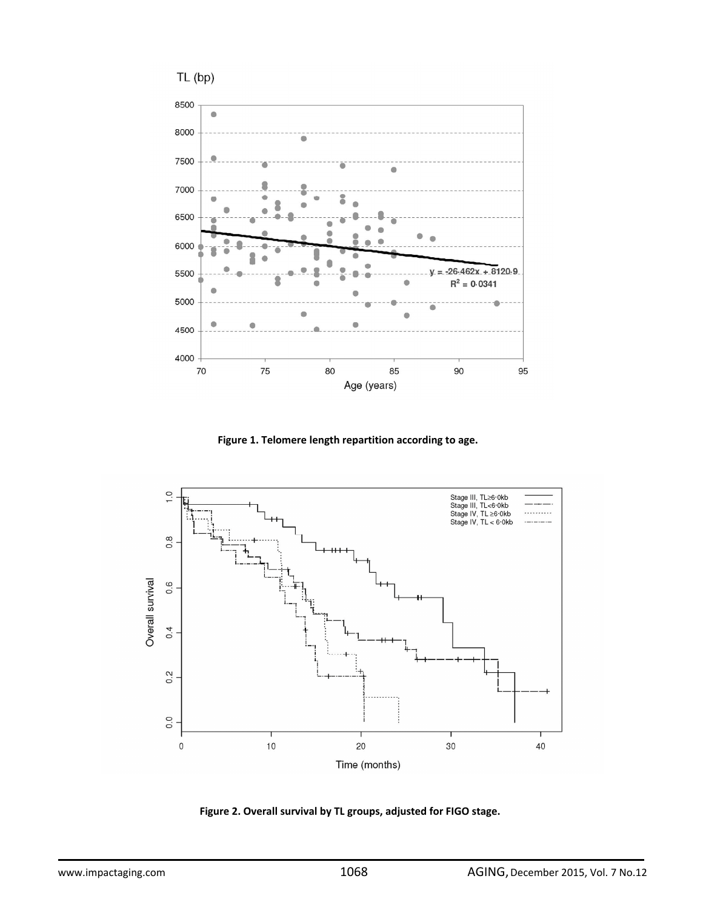TL (bp)

8500
8000
7500
7000
6500
6000
5500
5000
4500
4000

70 75 80 85 90 95

Age (years)

$y = -26{\cdot}462x + 8120{\cdot}9$

$R^2 = 0{\cdot}0341$

**Figure 1. Telomere length repartition according to age.**

Stage III, TL≥6·0kb
Stage III, TL<6·0kb
Stage IV, TL ≥6·0kb
Stage IV, TL < 6·0kb

Overall survival

0.0 0.2 0.4 0.6 0.8 1.0

0 10 20 30 40

Time (months)

**Figure 2. Overall survival by TL groups, adjusted for FIGO stage.**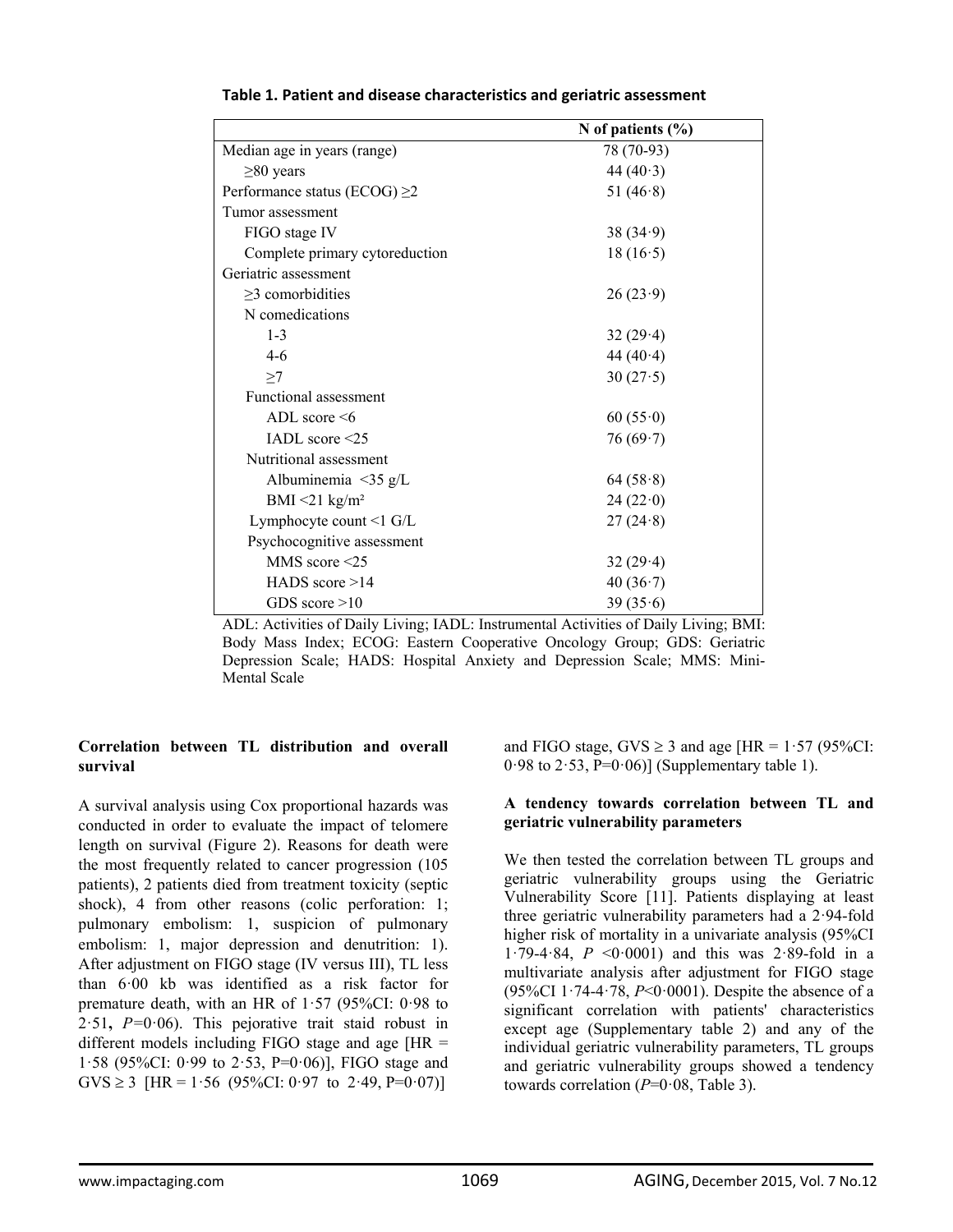**Table 1. Patient and disease characteristics and geriatric assessment**

| | N of patients (%) |
|---|---|
| Median age in years (range) | 78 (70-93) |
| ≥80 years | 44 (40·3) |
| Performance status (ECOG) ≥2 | 51 (46·8) |
| Tumor assessment | |
| FIGO stage IV | 38 (34·9) |
| Complete primary cytoreduction | 18 (16·5) |
| Geriatric assessment | |
| ≥3 comorbidities | 26 (23·9) |
| N comedications | |
| 1-3 | 32 (29·4) |
| 4-6 | 44 (40·4) |
| ≥7 | 30 (27·5) |
| Functional assessment | |
| ADL score <6 | 60 (55·0) |
| IADL score <25 | 76 (69·7) |
| Nutritional assessment | |
| Albuminemia <35 g/L | 64 (58·8) |
| BMI <21 kg/m² | 24 (22·0) |
| Lymphocyte count <1 G/L | 27 (24·8) |
| Psychocognitive assessment | |
| MMS score <25 | 32 (29·4) |
| HADS score >14 | 40 (36·7) |
| GDS score >10 | 39 (35·6) |

ADL: Activities of Daily Living; IADL: Instrumental Activities of Daily Living; BMI: Body Mass Index; ECOG: Eastern Cooperative Oncology Group; GDS: Geriatric Depression Scale; HADS: Hospital Anxiety and Depression Scale; MMS: Mini-Mental Scale

**Correlation between TL distribution and overall survival**

A survival analysis using Cox proportional hazards was conducted in order to evaluate the impact of telomere length on survival (Figure 2). Reasons for death were the most frequently related to cancer progression (105 patients), 2 patients died from treatment toxicity (septic shock), 4 from other reasons (colic perforation: 1; pulmonary embolism: 1, suspicion of pulmonary embolism: 1, major depression and denutrition: 1). After adjustment on FIGO stage (IV versus III), TL less than 6·00 kb was identified as a risk factor for premature death, with an HR of 1·57 (95%CI: 0·98 to 2·51, *P*=0·06). This pejorative trait staid robust in different models including FIGO stage and age [HR = 1·58 (95%CI: 0·99 to 2·53, P=0·06)], FIGO stage and GVS ≥ 3 [HR = 1·56 (95%CI: 0·97 to 2·49, P=0·07)] and FIGO stage, GVS ≥ 3 and age [HR = 1·57 (95%CI: 0·98 to 2·53, P=0·06)] (Supplementary table 1).

**A tendency towards correlation between TL and geriatric vulnerability parameters**

We then tested the correlation between TL groups and geriatric vulnerability groups using the Geriatric Vulnerability Score [11]. Patients displaying at least three geriatric vulnerability parameters had a 2·94-fold higher risk of mortality in a univariate analysis (95%CI 1·79-4·84, *P* <0·0001) and this was 2·89-fold in a multivariate analysis after adjustment for FIGO stage (95%CI 1·74-4·78, *P*<0·0001). Despite the absence of a significant correlation with patients' characteristics except age (Supplementary table 2) and any of the individual geriatric vulnerability parameters, TL groups and geriatric vulnerability groups showed a tendency towards correlation (*P*=0·08, Table 3).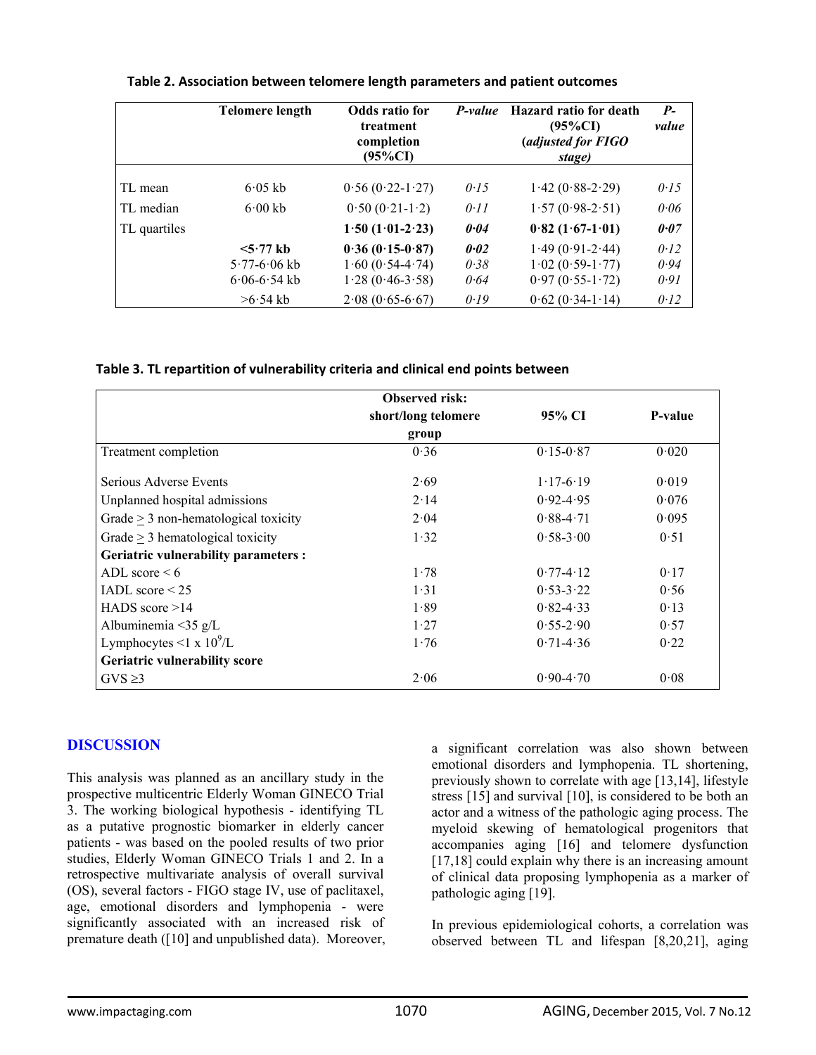**Table 2. Association between telomere length parameters and patient outcomes**

| | Telomere length | Odds ratio for treatment completion (95%CI) | *P-value* | Hazard ratio for death (95%CI) (*adjusted for FIGO stage*) | *P-value* |
|---|---|---|---|---|---|
| TL mean | 6·05 kb | 0·56 (0·22-1·27) | *0·15* | 1·42 (0·88-2·29) | *0·15* |
| TL median | 6·00 kb | 0·50 (0·21-1·2) | *0·11* | 1·57 (0·98-2·51) | *0·06* |
| TL quartiles | | **1·50 (1·01-2·23)** | ***0·04*** | **0·82 (1·67-1·01)** | ***0·07*** |
| | **<5·77 kb** | **0·36 (0·15-0·87)** | ***0·02*** | 1·49 (0·91-2·44) | *0·12* |
| | 5·77-6·06 kb | 1·60 (0·54-4·74) | *0·38* | 1·02 (0·59-1·77) | *0·94* |
| | 6·06-6·54 kb | 1·28 (0·46-3·58) | *0·64* | 0·97 (0·55-1·72) | *0·91* |
| | >6·54 kb | 2·08 (0·65-6·67) | *0·19* | 0·62 (0·34-1·14) | *0·12* |

**Table 3. TL repartition of vulnerability criteria and clinical end points between**

| | Observed risk: short/long telomere group | 95% CI | P-value |
|---|---|---|---|
| Treatment completion | 0·36 | 0·15-0·87 | 0·020 |
| Serious Adverse Events | 2·69 | 1·17-6·19 | 0·019 |
| Unplanned hospital admissions | 2·14 | 0·92-4·95 | 0·076 |
| Grade ≥ 3 non-hematological toxicity | 2·04 | 0·88-4·71 | 0·095 |
| Grade ≥ 3 hematological toxicity | 1·32 | 0·58-3·00 | 0·51 |
| **Geriatric vulnerability parameters :** | | | |
| ADL score < 6 | 1·78 | 0·77-4·12 | 0·17 |
| IADL score < 25 | 1·31 | 0·53-3·22 | 0·56 |
| HADS score >14 | 1·89 | 0·82-4·33 | 0·13 |
| Albuminemia <35 g/L | 1·27 | 0·55-2·90 | 0·57 |
| Lymphocytes <1 x $10^9$/L | 1·76 | 0·71-4·36 | 0·22 |
| **Geriatric vulnerability score** | | | |
| GVS ≥3 | 2·06 | 0·90-4·70 | 0·08 |

## DISCUSSION

This analysis was planned as an ancillary study in the prospective multicentric Elderly Woman GINECO Trial 3. The working biological hypothesis - identifying TL as a putative prognostic biomarker in elderly cancer patients - was based on the pooled results of two prior studies, Elderly Woman GINECO Trials 1 and 2. In a retrospective multivariate analysis of overall survival (OS), several factors - FIGO stage IV, use of paclitaxel, age, emotional disorders and lymphopenia - were significantly associated with an increased risk of premature death ([10] and unpublished data). Moreover, a significant correlation was also shown between emotional disorders and lymphopenia. TL shortening, previously shown to correlate with age [13,14], lifestyle stress [15] and survival [10], is considered to be both an actor and a witness of the pathologic aging process. The myeloid skewing of hematological progenitors that accompanies aging [16] and telomere dysfunction [17,18] could explain why there is an increasing amount of clinical data proposing lymphopenia as a marker of pathologic aging [19].

In previous epidemiological cohorts, a correlation was observed between TL and lifespan [8,20,21], aging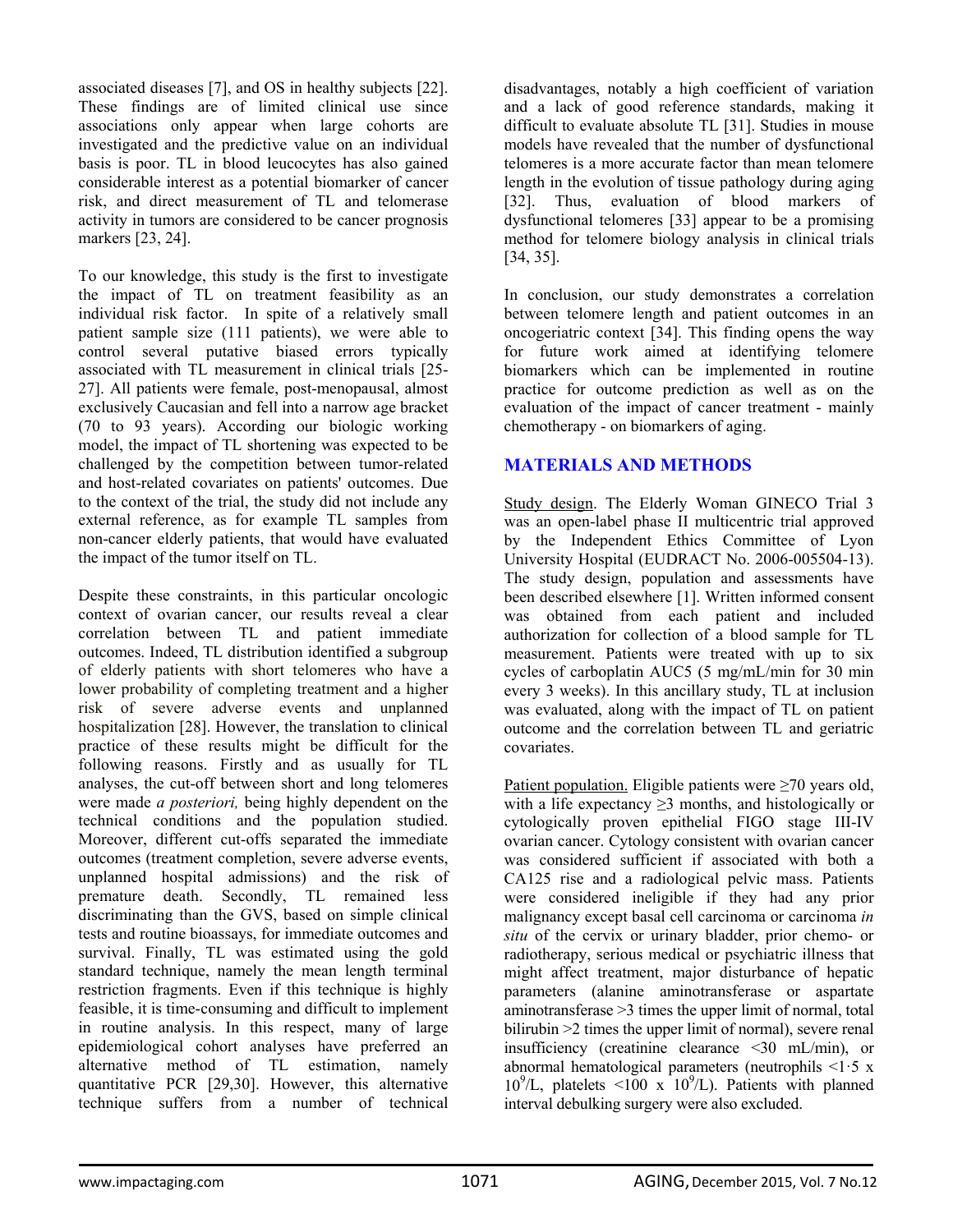associated diseases [7], and OS in healthy subjects [22]. These findings are of limited clinical use since associations only appear when large cohorts are investigated and the predictive value on an individual basis is poor. TL in blood leucocytes has also gained considerable interest as a potential biomarker of cancer risk, and direct measurement of TL and telomerase activity in tumors are considered to be cancer prognosis markers [23, 24].

To our knowledge, this study is the first to investigate the impact of TL on treatment feasibility as an individual risk factor. In spite of a relatively small patient sample size (111 patients), we were able to control several putative biased errors typically associated with TL measurement in clinical trials [25-27]. All patients were female, post-menopausal, almost exclusively Caucasian and fell into a narrow age bracket (70 to 93 years). According our biologic working model, the impact of TL shortening was expected to be challenged by the competition between tumor-related and host-related covariates on patients' outcomes. Due to the context of the trial, the study did not include any external reference, as for example TL samples from non-cancer elderly patients, that would have evaluated the impact of the tumor itself on TL.

Despite these constraints, in this particular oncologic context of ovarian cancer, our results reveal a clear correlation between TL and patient immediate outcomes. Indeed, TL distribution identified a subgroup of elderly patients with short telomeres who have a lower probability of completing treatment and a higher risk of severe adverse events and unplanned hospitalization [28]. However, the translation to clinical practice of these results might be difficult for the following reasons. Firstly and as usually for TL analyses, the cut-off between short and long telomeres were made *a posteriori,* being highly dependent on the technical conditions and the population studied. Moreover, different cut-offs separated the immediate outcomes (treatment completion, severe adverse events, unplanned hospital admissions) and the risk of premature death. Secondly, TL remained less discriminating than the GVS, based on simple clinical tests and routine bioassays, for immediate outcomes and survival. Finally, TL was estimated using the gold standard technique, namely the mean length terminal restriction fragments. Even if this technique is highly feasible, it is time-consuming and difficult to implement in routine analysis. In this respect, many of large epidemiological cohort analyses have preferred an alternative method of TL estimation, namely quantitative PCR [29,30]. However, this alternative technique suffers from a number of technical disadvantages, notably a high coefficient of variation and a lack of good reference standards, making it difficult to evaluate absolute TL [31]. Studies in mouse models have revealed that the number of dysfunctional telomeres is a more accurate factor than mean telomere length in the evolution of tissue pathology during aging [32]. Thus, evaluation of blood markers of dysfunctional telomeres [33] appear to be a promising method for telomere biology analysis in clinical trials [34, 35].

In conclusion, our study demonstrates a correlation between telomere length and patient outcomes in an oncogeriatric context [34]. This finding opens the way for future work aimed at identifying telomere biomarkers which can be implemented in routine practice for outcome prediction as well as on the evaluation of the impact of cancer treatment - mainly chemotherapy - on biomarkers of aging.

## MATERIALS AND METHODS

Study design. The Elderly Woman GINECO Trial 3 was an open-label phase II multicentric trial approved by the Independent Ethics Committee of Lyon University Hospital (EUDRACT No. 2006-005504-13). The study design, population and assessments have been described elsewhere [1]. Written informed consent was obtained from each patient and included authorization for collection of a blood sample for TL measurement. Patients were treated with up to six cycles of carboplatin AUC5 (5 mg/mL/min for 30 min every 3 weeks). In this ancillary study, TL at inclusion was evaluated, along with the impact of TL on patient outcome and the correlation between TL and geriatric covariates.

Patient population. Eligible patients were ≥70 years old, with a life expectancy ≥3 months, and histologically or cytologically proven epithelial FIGO stage III-IV ovarian cancer. Cytology consistent with ovarian cancer was considered sufficient if associated with both a CA125 rise and a radiological pelvic mass. Patients were considered ineligible if they had any prior malignancy except basal cell carcinoma or carcinoma *in situ* of the cervix or urinary bladder, prior chemo- or radiotherapy, serious medical or psychiatric illness that might affect treatment, major disturbance of hepatic parameters (alanine aminotransferase or aspartate aminotransferase >3 times the upper limit of normal, total bilirubin >2 times the upper limit of normal), severe renal insufficiency (creatinine clearance <30 mL/min), or abnormal hematological parameters (neutrophils $<1{\cdot}5 \times 10^9$/L, platelets $<100 \times 10^9$/L). Patients with planned interval debulking surgery were also excluded.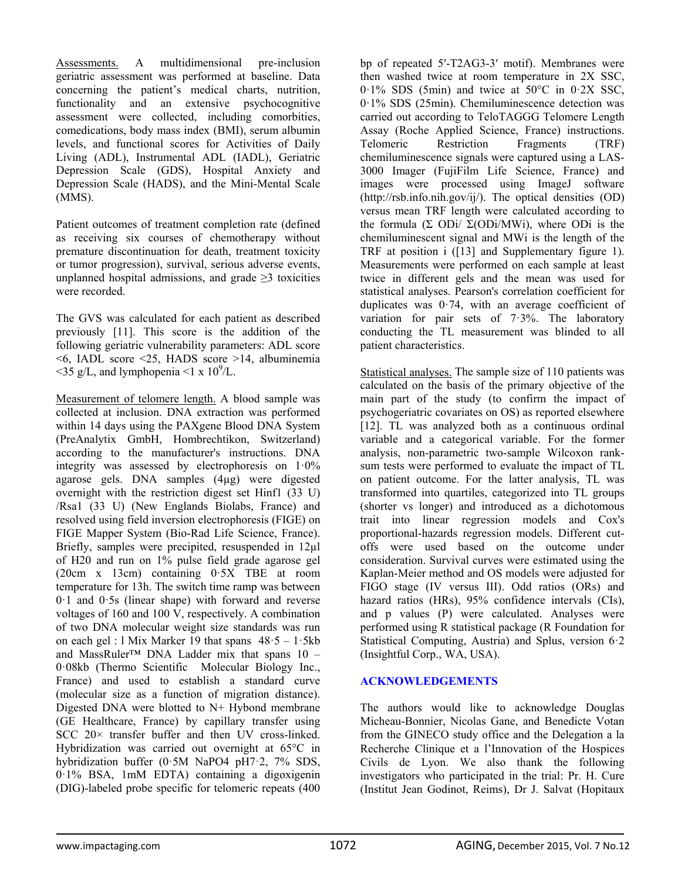Assessments. A multidimensional pre-inclusion geriatric assessment was performed at baseline. Data concerning the patient's medical charts, nutrition, functionality and an extensive psychocognitive assessment were collected, including comorbities, comedications, body mass index (BMI), serum albumin levels, and functional scores for Activities of Daily Living (ADL), Instrumental ADL (IADL), Geriatric Depression Scale (GDS), Hospital Anxiety and Depression Scale (HADS), and the Mini-Mental Scale (MMS).

Patient outcomes of treatment completion rate (defined as receiving six courses of chemotherapy without premature discontinuation for death, treatment toxicity or tumor progression), survival, serious adverse events, unplanned hospital admissions, and grade ≥3 toxicities were recorded.

The GVS was calculated for each patient as described previously [11]. This score is the addition of the following geriatric vulnerability parameters: ADL score <6, IADL score <25, HADS score >14, albuminemia <35 g/L, and lymphopenia $<1 \times 10^9$/L.

Measurement of telomere length. A blood sample was collected at inclusion. DNA extraction was performed within 14 days using the PAXgene Blood DNA System (PreAnalytix GmbH, Hombrechtikon, Switzerland) according to the manufacturer's instructions. DNA integrity was assessed by electrophoresis on 1·0% agarose gels. DNA samples (4µg) were digested overnight with the restriction digest set Hinf1 (33 U) /Rsa1 (33 U) (New Englands Biolabs, France) and resolved using field inversion electrophoresis (FIGE) on FIGE Mapper System (Bio-Rad Life Science, France). Briefly, samples were precipited, resuspended in 12µl of H20 and run on 1% pulse field grade agarose gel (20cm x 13cm) containing 0·5X TBE at room temperature for 13h. The switch time ramp was between 0·1 and 0·5s (linear shape) with forward and reverse voltages of 160 and 100 V, respectively. A combination of two DNA molecular weight size standards was run on each gel : l Mix Marker 19 that spans 48·5 – 1·5kb and MassRuler™ DNA Ladder mix that spans 10 – 0·08kb (Thermo Scientific Molecular Biology Inc., France) and used to establish a standard curve (molecular size as a function of migration distance). Digested DNA were blotted to N+ Hybond membrane (GE Healthcare, France) by capillary transfer using SCC 20× transfer buffer and then UV cross-linked. Hybridization was carried out overnight at 65°C in hybridization buffer (0·5M NaPO4 pH7·2, 7% SDS, 0·1% BSA, 1mM EDTA) containing a digoxigenin (DIG)-labeled probe specific for telomeric repeats (400 bp of repeated 5′-T2AG3-3′ motif). Membranes were then washed twice at room temperature in 2X SSC, 0·1% SDS (5min) and twice at 50°C in 0·2X SSC, 0·1% SDS (25min). Chemiluminescence detection was carried out according to TeloTAGGG Telomere Length Assay (Roche Applied Science, France) instructions. Telomeric Restriction Fragments (TRF) chemiluminescence signals were captured using a LAS-3000 Imager (FujiFilm Life Science, France) and images were processed using ImageJ software (http://rsb.info.nih.gov/ij/). The optical densities (OD) versus mean TRF length were calculated according to the formula ($\Sigma$ $OD_i$/ $\Sigma(OD_i/MW_i)$, where $OD_i$ is the chemiluminescent signal and $MW_i$ is the length of the TRF at position i ([13] and Supplementary figure 1). Measurements were performed on each sample at least twice in different gels and the mean was used for statistical analyses. Pearson's correlation coefficient for duplicates was 0·74, with an average coefficient of variation for pair sets of 7·3%. The laboratory conducting the TL measurement was blinded to all patient characteristics.

Statistical analyses. The sample size of 110 patients was calculated on the basis of the primary objective of the main part of the study (to confirm the impact of psychogeriatric covariates on OS) as reported elsewhere [12]. TL was analyzed both as a continuous ordinal variable and a categorical variable. For the former analysis, non-parametric two-sample Wilcoxon rank-sum tests were performed to evaluate the impact of TL on patient outcome. For the latter analysis, TL was transformed into quartiles, categorized into TL groups (shorter vs longer) and introduced as a dichotomous trait into linear regression models and Cox's proportional-hazards regression models. Different cut-offs were used based on the outcome under consideration. Survival curves were estimated using the Kaplan-Meier method and OS models were adjusted for FIGO stage (IV versus III). Odd ratios (ORs) and hazard ratios (HRs), 95% confidence intervals (CIs), and p values (P) were calculated. Analyses were performed using R statistical package (R Foundation for Statistical Computing, Austria) and Splus, version 6·2 (Insightful Corp., WA, USA).

## ACKNOWLEDGEMENTS

The authors would like to acknowledge Douglas Micheau-Bonnier, Nicolas Gane, and Benedicte Votan from the GINECO study office and the Delegation a la Recherche Clinique et a l'Innovation of the Hospices Civils de Lyon. We also thank the following investigators who participated in the trial: Pr. H. Cure (Institut Jean Godinot, Reims), Dr J. Salvat (Hopitaux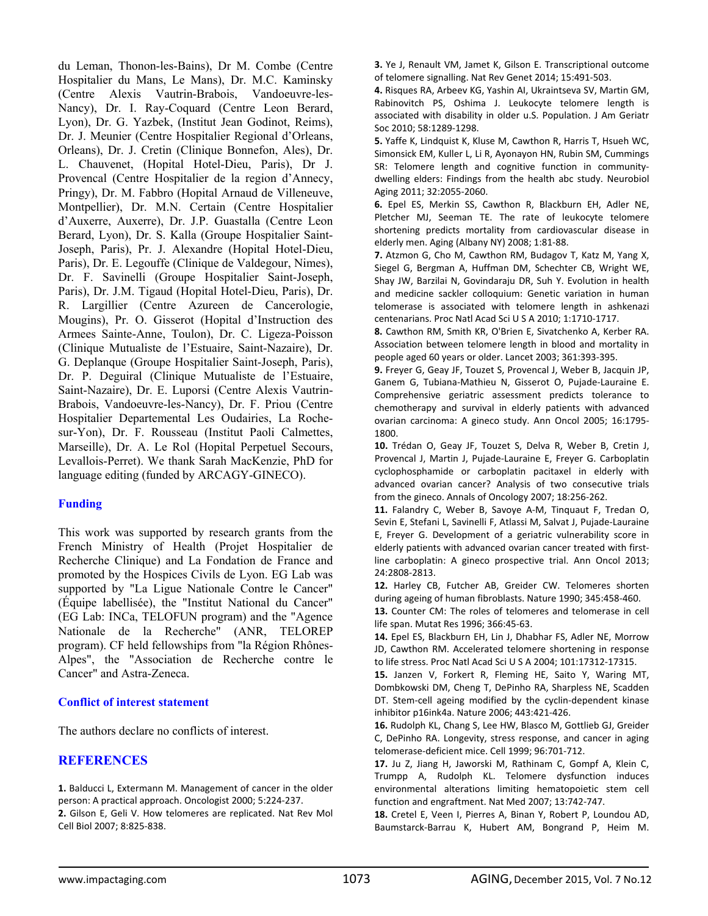du Leman, Thonon-les-Bains), Dr M. Combe (Centre Hospitalier du Mans, Le Mans), Dr. M.C. Kaminsky (Centre Alexis Vautrin-Brabois, Vandoeuvre-les-Nancy), Dr. I. Ray-Coquard (Centre Leon Berard, Lyon), Dr. G. Yazbek, (Institut Jean Godinot, Reims), Dr. J. Meunier (Centre Hospitalier Regional d'Orleans, Orleans), Dr. J. Cretin (Clinique Bonnefon, Ales), Dr. L. Chauvenet, (Hopital Hotel-Dieu, Paris), Dr J. Provencal (Centre Hospitalier de la region d'Annecy, Pringy), Dr. M. Fabbro (Hopital Arnaud de Villeneuve, Montpellier), Dr. M.N. Certain (Centre Hospitalier d'Auxerre, Auxerre), Dr. J.P. Guastalla (Centre Leon Berard, Lyon), Dr. S. Kalla (Groupe Hospitalier Saint-Joseph, Paris), Pr. J. Alexandre (Hopital Hotel-Dieu, Paris), Dr. E. Legouffe (Clinique de Valdegour, Nimes), Dr. F. Savinelli (Groupe Hospitalier Saint-Joseph, Paris), Dr. J.M. Tigaud (Hopital Hotel-Dieu, Paris), Dr. R. Largillier (Centre Azureen de Cancerologie, Mougins), Pr. O. Gisserot (Hopital d'Instruction des Armees Sainte-Anne, Toulon), Dr. C. Ligeza-Poisson (Clinique Mutualiste de l'Estuaire, Saint-Nazaire), Dr. G. Deplanque (Groupe Hospitalier Saint-Joseph, Paris), Dr. P. Deguiral (Clinique Mutualiste de l'Estuaire, Saint-Nazaire), Dr. E. Luporsi (Centre Alexis Vautrin-Brabois, Vandoeuvre-les-Nancy), Dr. F. Priou (Centre Hospitalier Departemental Les Oudairies, La Roche-sur-Yon), Dr. F. Rousseau (Institut Paoli Calmettes, Marseille), Dr. A. Le Rol (Hopital Perpetuel Secours, Levallois-Perret). We thank Sarah MacKenzie, PhD for language editing (funded by ARCAGY-GINECO).

## Funding

This work was supported by research grants from the French Ministry of Health (Projet Hospitalier de Recherche Clinique) and La Fondation de France and promoted by the Hospices Civils de Lyon. EG Lab was supported by "La Ligue Nationale Contre le Cancer" (Équipe labellisée), the "Institut National du Cancer" (EG Lab: INCa, TELOFUN program) and the "Agence Nationale de la Recherche" (ANR, TELOREP program). CF held fellowships from "la Région Rhônes-Alpes", the "Association de Recherche contre le Cancer" and Astra-Zeneca.

## Conflict of interest statement

The authors declare no conflicts of interest.

## REFERENCES

**1.** Balducci L, Extermann M. Management of cancer in the older person: A practical approach. Oncologist 2000; 5:224-237.

**2.** Gilson E, Geli V. How telomeres are replicated. Nat Rev Mol Cell Biol 2007; 8:825-838.

**3.** Ye J, Renault VM, Jamet K, Gilson E. Transcriptional outcome of telomere signalling. Nat Rev Genet 2014; 15:491-503.

**4.** Risques RA, Arbeev KG, Yashin AI, Ukraintseva SV, Martin GM, Rabinovitch PS, Oshima J. Leukocyte telomere length is associated with disability in older u.S. Population. J Am Geriatr Soc 2010; 58:1289-1298.

**5.** Yaffe K, Lindquist K, Kluse M, Cawthon R, Harris T, Hsueh WC, Simonsick EM, Kuller L, Li R, Ayonayon HN, Rubin SM, Cummings SR: Telomere length and cognitive function in community-dwelling elders: Findings from the health abc study. Neurobiol Aging 2011; 32:2055-2060.

**6.** Epel ES, Merkin SS, Cawthon R, Blackburn EH, Adler NE, Pletcher MJ, Seeman TE. The rate of leukocyte telomere shortening predicts mortality from cardiovascular disease in elderly men. Aging (Albany NY) 2008; 1:81-88.

**7.** Atzmon G, Cho M, Cawthon RM, Budagov T, Katz M, Yang X, Siegel G, Bergman A, Huffman DM, Schechter CB, Wright WE, Shay JW, Barzilai N, Govindaraju DR, Suh Y. Evolution in health and medicine sackler colloquium: Genetic variation in human telomerase is associated with telomere length in ashkenazi centenarians. Proc Natl Acad Sci U S A 2010; 1:1710-1717.

**8.** Cawthon RM, Smith KR, O'Brien E, Sivatchenko A, Kerber RA. Association between telomere length in blood and mortality in people aged 60 years or older. Lancet 2003; 361:393-395.

**9.** Freyer G, Geay JF, Touzet S, Provencal J, Weber B, Jacquin JP, Ganem G, Tubiana-Mathieu N, Gisserot O, Pujade-Lauraine E. Comprehensive geriatric assessment predicts tolerance to chemotherapy and survival in elderly patients with advanced ovarian carcinoma: A gineco study. Ann Oncol 2005; 16:1795-1800.

**10.** Trédan O, Geay JF, Touzet S, Delva R, Weber B, Cretin J, Provencal J, Martin J, Pujade-Lauraine E, Freyer G. Carboplatin cyclophosphamide or carboplatin pacitaxel in elderly with advanced ovarian cancer? Analysis of two consecutive trials from the gineco. Annals of Oncology 2007; 18:256-262.

**11.** Falandry C, Weber B, Savoye A-M, Tinquaut F, Tredan O, Sevin E, Stefani L, Savinelli F, Atlassi M, Salvat J, Pujade-Lauraine E, Freyer G. Development of a geriatric vulnerability score in elderly patients with advanced ovarian cancer treated with first-line carboplatin: A gineco prospective trial. Ann Oncol 2013; 24:2808-2813.

**12.** Harley CB, Futcher AB, Greider CW. Telomeres shorten during ageing of human fibroblasts. Nature 1990; 345:458-460.

**13.** Counter CM: The roles of telomeres and telomerase in cell life span. Mutat Res 1996; 366:45-63.

**14.** Epel ES, Blackburn EH, Lin J, Dhabhar FS, Adler NE, Morrow JD, Cawthon RM. Accelerated telomere shortening in response to life stress. Proc Natl Acad Sci U S A 2004; 101:17312-17315.

**15.** Janzen V, Forkert R, Fleming HE, Saito Y, Waring MT, Dombkowski DM, Cheng T, DePinho RA, Sharpless NE, Scadden DT. Stem-cell ageing modified by the cyclin-dependent kinase inhibitor p16ink4a. Nature 2006; 443:421-426.

**16.** Rudolph KL, Chang S, Lee HW, Blasco M, Gottlieb GJ, Greider C, DePinho RA. Longevity, stress response, and cancer in aging telomerase-deficient mice. Cell 1999; 96:701-712.

**17.** Ju Z, Jiang H, Jaworski M, Rathinam C, Gompf A, Klein C, Trumpp A, Rudolph KL. Telomere dysfunction induces environmental alterations limiting hematopoietic stem cell function and engraftment. Nat Med 2007; 13:742-747.

**18.** Cretel E, Veen I, Pierres A, Binan Y, Robert P, Loundou AD, Baumstarck-Barrau K, Hubert AM, Bongrand P, Heim M.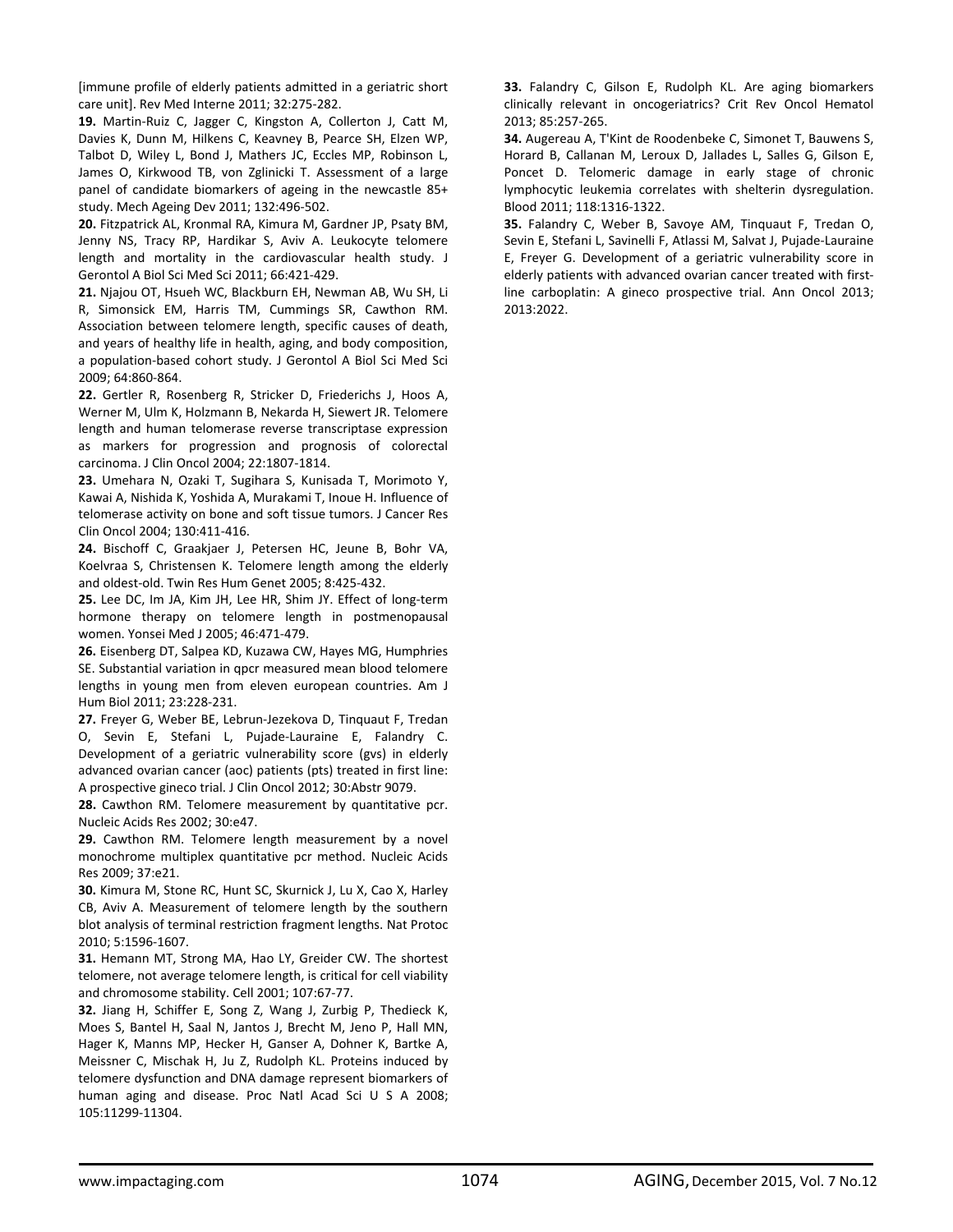[immune profile of elderly patients admitted in a geriatric short care unit]. Rev Med Interne 2011; 32:275-282.

**19.** Martin-Ruiz C, Jagger C, Kingston A, Collerton J, Catt M, Davies K, Dunn M, Hilkens C, Keavney B, Pearce SH, Elzen WP, Talbot D, Wiley L, Bond J, Mathers JC, Eccles MP, Robinson L, James O, Kirkwood TB, von Zglinicki T. Assessment of a large panel of candidate biomarkers of ageing in the newcastle 85+ study. Mech Ageing Dev 2011; 132:496-502.

**20.** Fitzpatrick AL, Kronmal RA, Kimura M, Gardner JP, Psaty BM, Jenny NS, Tracy RP, Hardikar S, Aviv A. Leukocyte telomere length and mortality in the cardiovascular health study. J Gerontol A Biol Sci Med Sci 2011; 66:421-429.

**21.** Njajou OT, Hsueh WC, Blackburn EH, Newman AB, Wu SH, Li R, Simonsick EM, Harris TM, Cummings SR, Cawthon RM. Association between telomere length, specific causes of death, and years of healthy life in health, aging, and body composition, a population-based cohort study. J Gerontol A Biol Sci Med Sci 2009; 64:860-864.

**22.** Gertler R, Rosenberg R, Stricker D, Friederichs J, Hoos A, Werner M, Ulm K, Holzmann B, Nekarda H, Siewert JR. Telomere length and human telomerase reverse transcriptase expression as markers for progression and prognosis of colorectal carcinoma. J Clin Oncol 2004; 22:1807-1814.

**23.** Umehara N, Ozaki T, Sugihara S, Kunisada T, Morimoto Y, Kawai A, Nishida K, Yoshida A, Murakami T, Inoue H. Influence of telomerase activity on bone and soft tissue tumors. J Cancer Res Clin Oncol 2004; 130:411-416.

**24.** Bischoff C, Graakjaer J, Petersen HC, Jeune B, Bohr VA, Koelvraa S, Christensen K. Telomere length among the elderly and oldest-old. Twin Res Hum Genet 2005; 8:425-432.

**25.** Lee DC, Im JA, Kim JH, Lee HR, Shim JY. Effect of long-term hormone therapy on telomere length in postmenopausal women. Yonsei Med J 2005; 46:471-479.

**26.** Eisenberg DT, Salpea KD, Kuzawa CW, Hayes MG, Humphries SE. Substantial variation in qpcr measured mean blood telomere lengths in young men from eleven european countries. Am J Hum Biol 2011; 23:228-231.

**27.** Freyer G, Weber BE, Lebrun-Jezekova D, Tinquaut F, Tredan O, Sevin E, Stefani L, Pujade-Lauraine E, Falandry C. Development of a geriatric vulnerability score (gvs) in elderly advanced ovarian cancer (aoc) patients (pts) treated in first line: A prospective gineco trial. J Clin Oncol 2012; 30:Abstr 9079.

**28.** Cawthon RM. Telomere measurement by quantitative pcr. Nucleic Acids Res 2002; 30:e47.

**29.** Cawthon RM. Telomere length measurement by a novel monochrome multiplex quantitative pcr method. Nucleic Acids Res 2009; 37:e21.

**30.** Kimura M, Stone RC, Hunt SC, Skurnick J, Lu X, Cao X, Harley CB, Aviv A. Measurement of telomere length by the southern blot analysis of terminal restriction fragment lengths. Nat Protoc 2010; 5:1596-1607.

**31.** Hemann MT, Strong MA, Hao LY, Greider CW. The shortest telomere, not average telomere length, is critical for cell viability and chromosome stability. Cell 2001; 107:67-77.

**32.** Jiang H, Schiffer E, Song Z, Wang J, Zurbig P, Thedieck K, Moes S, Bantel H, Saal N, Jantos J, Brecht M, Jeno P, Hall MN, Hager K, Manns MP, Hecker H, Ganser A, Dohner K, Bartke A, Meissner C, Mischak H, Ju Z, Rudolph KL. Proteins induced by telomere dysfunction and DNA damage represent biomarkers of human aging and disease. Proc Natl Acad Sci U S A 2008; 105:11299-11304.

**33.** Falandry C, Gilson E, Rudolph KL. Are aging biomarkers clinically relevant in oncogeriatrics? Crit Rev Oncol Hematol 2013; 85:257-265.

**34.** Augereau A, T'Kint de Roodenbeke C, Simonet T, Bauwens S, Horard B, Callanan M, Leroux D, Jallades L, Salles G, Gilson E, Poncet D. Telomeric damage in early stage of chronic lymphocytic leukemia correlates with shelterin dysregulation. Blood 2011; 118:1316-1322.

**35.** Falandry C, Weber B, Savoye AM, Tinquaut F, Tredan O, Sevin E, Stefani L, Savinelli F, Atlassi M, Salvat J, Pujade-Lauraine E, Freyer G. Development of a geriatric vulnerability score in elderly patients with advanced ovarian cancer treated with first-line carboplatin: A gineco prospective trial. Ann Oncol 2013; 2013:2022.